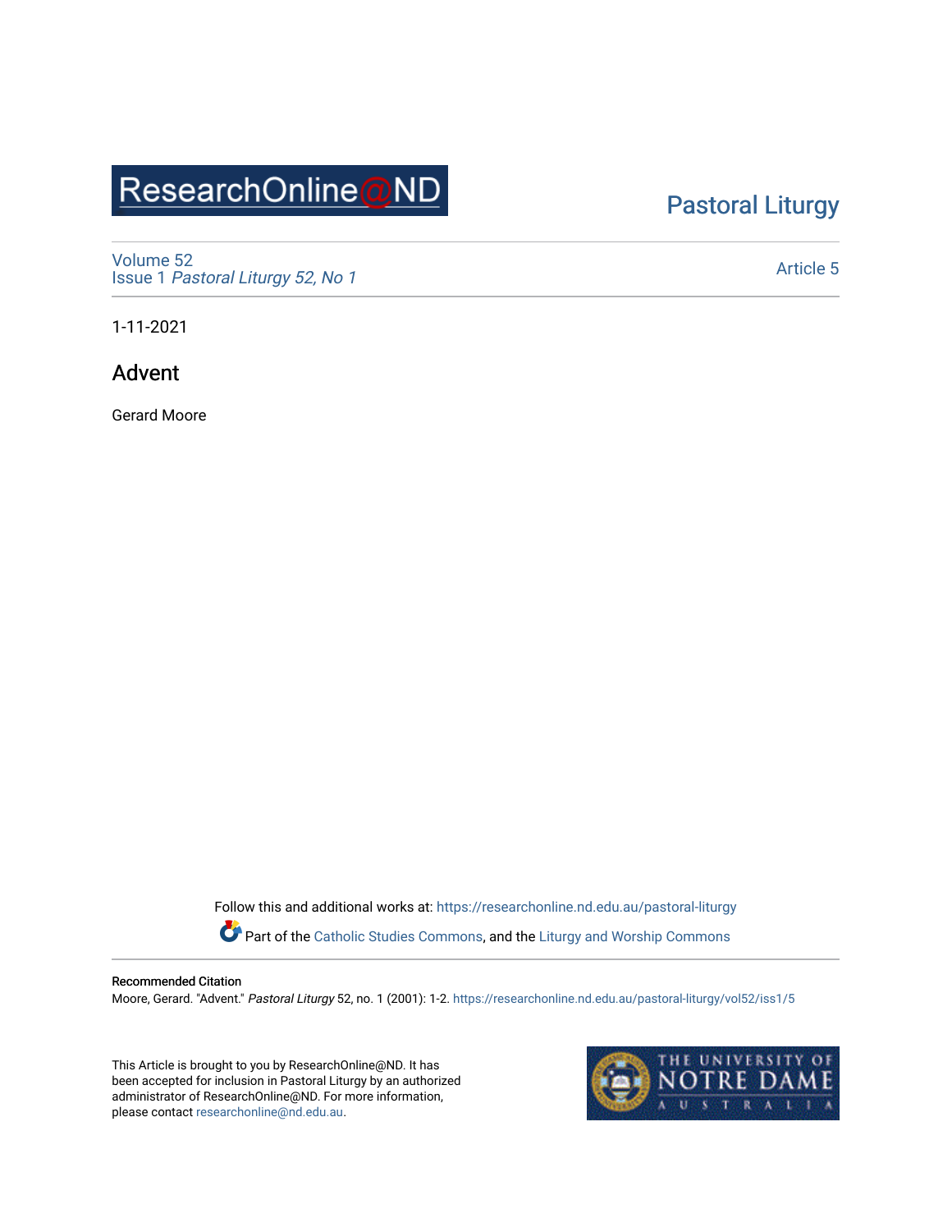ResearchOnline@ND

Pastoral Liturgy

Volume 52
Issue 1 *Pastoral Liturgy 52, No 1*

Article 5

1-11-2021

# Advent

Gerard Moore

Follow this and additional works at: https://researchonline.nd.edu.au/pastoral-liturgy

Part of the Catholic Studies Commons, and the Liturgy and Worship Commons

**Recommended Citation**
Moore, Gerard. "Advent." *Pastoral Liturgy* 52, no. 1 (2001): 1-2. https://researchonline.nd.edu.au/pastoral-liturgy/vol52/iss1/5

This Article is brought to you by ResearchOnline@ND. It has been accepted for inclusion in Pastoral Liturgy by an authorized administrator of ResearchOnline@ND. For more information, please contact researchonline@nd.edu.au.

THE UNIVERSITY OF NOTRE DAME AUSTRALIA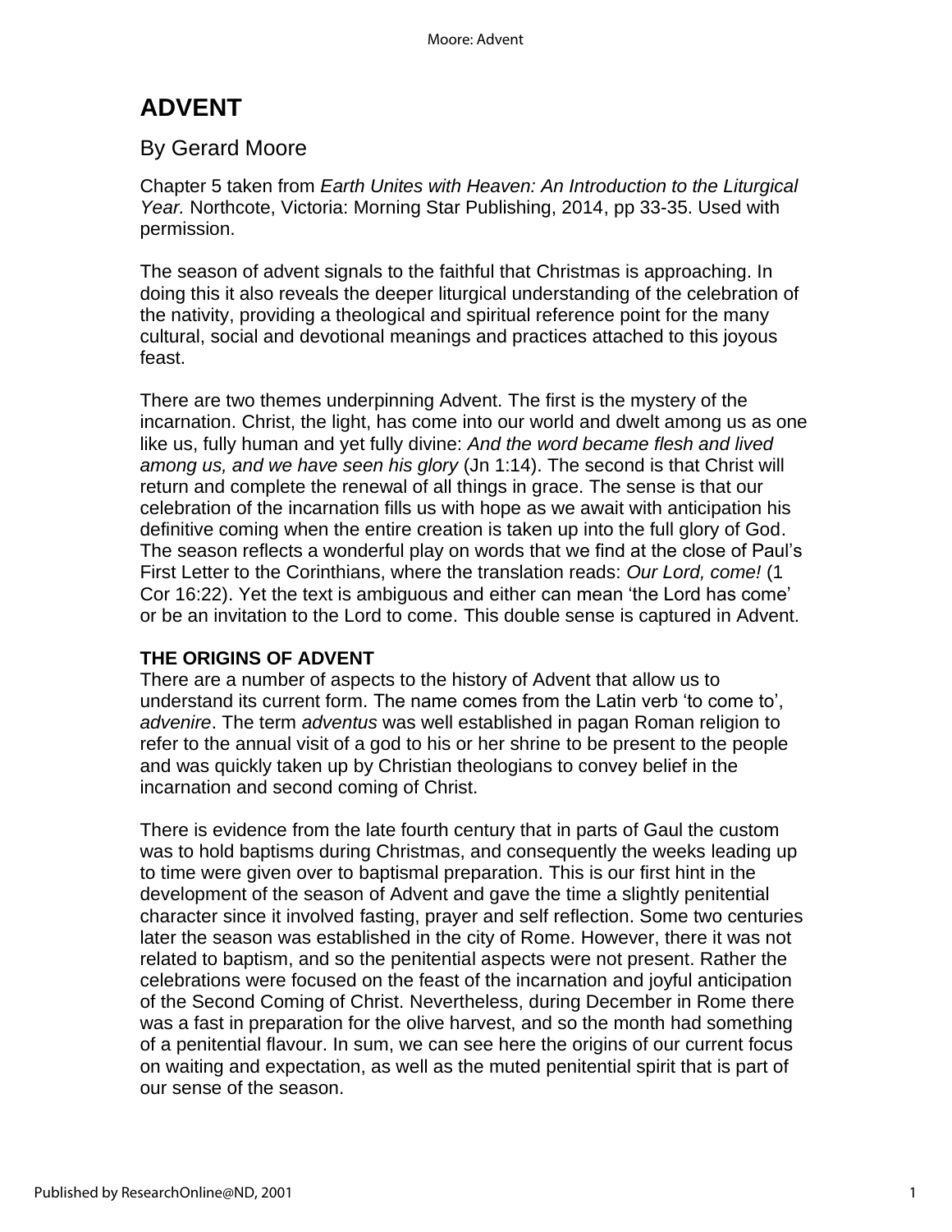# ADVENT

## By Gerard Moore

Chapter 5 taken from *Earth Unites with Heaven: An Introduction to the Liturgical Year.* Northcote, Victoria: Morning Star Publishing, 2014, pp 33-35. Used with permission.

The season of advent signals to the faithful that Christmas is approaching. In doing this it also reveals the deeper liturgical understanding of the celebration of the nativity, providing a theological and spiritual reference point for the many cultural, social and devotional meanings and practices attached to this joyous feast.

There are two themes underpinning Advent. The first is the mystery of the incarnation. Christ, the light, has come into our world and dwelt among us as one like us, fully human and yet fully divine: *And the word became flesh and lived among us, and we have seen his glory* (Jn 1:14). The second is that Christ will return and complete the renewal of all things in grace. The sense is that our celebration of the incarnation fills us with hope as we await with anticipation his definitive coming when the entire creation is taken up into the full glory of God. The season reflects a wonderful play on words that we find at the close of Paul's First Letter to the Corinthians, where the translation reads: *Our Lord, come!* (1 Cor 16:22). Yet the text is ambiguous and either can mean 'the Lord has come' or be an invitation to the Lord to come. This double sense is captured in Advent.

**THE ORIGINS OF ADVENT**

There are a number of aspects to the history of Advent that allow us to understand its current form. The name comes from the Latin verb 'to come to', *advenire*. The term *adventus* was well established in pagan Roman religion to refer to the annual visit of a god to his or her shrine to be present to the people and was quickly taken up by Christian theologians to convey belief in the incarnation and second coming of Christ.

There is evidence from the late fourth century that in parts of Gaul the custom was to hold baptisms during Christmas, and consequently the weeks leading up to time were given over to baptismal preparation. This is our first hint in the development of the season of Advent and gave the time a slightly penitential character since it involved fasting, prayer and self reflection. Some two centuries later the season was established in the city of Rome. However, there it was not related to baptism, and so the penitential aspects were not present. Rather the celebrations were focused on the feast of the incarnation and joyful anticipation of the Second Coming of Christ. Nevertheless, during December in Rome there was a fast in preparation for the olive harvest, and so the month had something of a penitential flavour. In sum, we can see here the origins of our current focus on waiting and expectation, as well as the muted penitential spirit that is part of our sense of the season.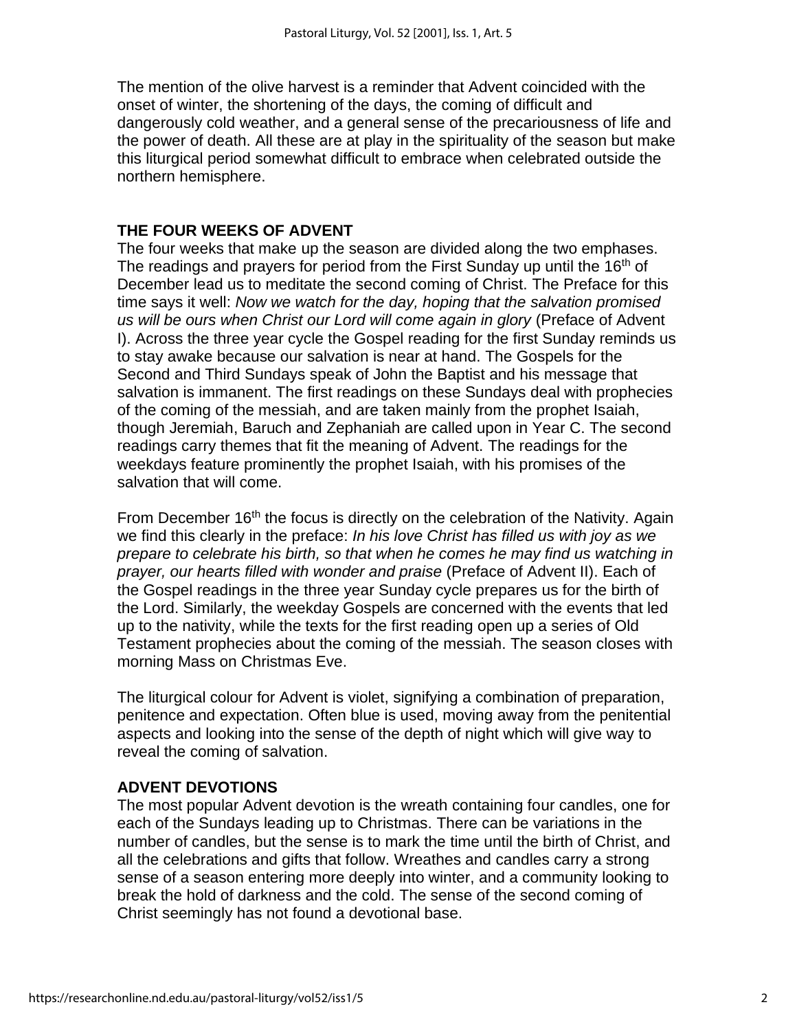The mention of the olive harvest is a reminder that Advent coincided with the onset of winter, the shortening of the days, the coming of difficult and dangerously cold weather, and a general sense of the precariousness of life and the power of death. All these are at play in the spirituality of the season but make this liturgical period somewhat difficult to embrace when celebrated outside the northern hemisphere.

## THE FOUR WEEKS OF ADVENT

The four weeks that make up the season are divided along the two emphases. The readings and prayers for period from the First Sunday up until the 16th of December lead us to meditate the second coming of Christ. The Preface for this time says it well: *Now we watch for the day, hoping that the salvation promised us will be ours when Christ our Lord will come again in glory* (Preface of Advent I). Across the three year cycle the Gospel reading for the first Sunday reminds us to stay awake because our salvation is near at hand. The Gospels for the Second and Third Sundays speak of John the Baptist and his message that salvation is immanent. The first readings on these Sundays deal with prophecies of the coming of the messiah, and are taken mainly from the prophet Isaiah, though Jeremiah, Baruch and Zephaniah are called upon in Year C. The second readings carry themes that fit the meaning of Advent. The readings for the weekdays feature prominently the prophet Isaiah, with his promises of the salvation that will come.

From December 16th the focus is directly on the celebration of the Nativity. Again we find this clearly in the preface: *In his love Christ has filled us with joy as we prepare to celebrate his birth, so that when he comes he may find us watching in prayer, our hearts filled with wonder and praise* (Preface of Advent II). Each of the Gospel readings in the three year Sunday cycle prepares us for the birth of the Lord. Similarly, the weekday Gospels are concerned with the events that led up to the nativity, while the texts for the first reading open up a series of Old Testament prophecies about the coming of the messiah. The season closes with morning Mass on Christmas Eve.

The liturgical colour for Advent is violet, signifying a combination of preparation, penitence and expectation. Often blue is used, moving away from the penitential aspects and looking into the sense of the depth of night which will give way to reveal the coming of salvation.

## ADVENT DEVOTIONS

The most popular Advent devotion is the wreath containing four candles, one for each of the Sundays leading up to Christmas. There can be variations in the number of candles, but the sense is to mark the time until the birth of Christ, and all the celebrations and gifts that follow. Wreathes and candles carry a strong sense of a season entering more deeply into winter, and a community looking to break the hold of darkness and the cold. The sense of the second coming of Christ seemingly has not found a devotional base.